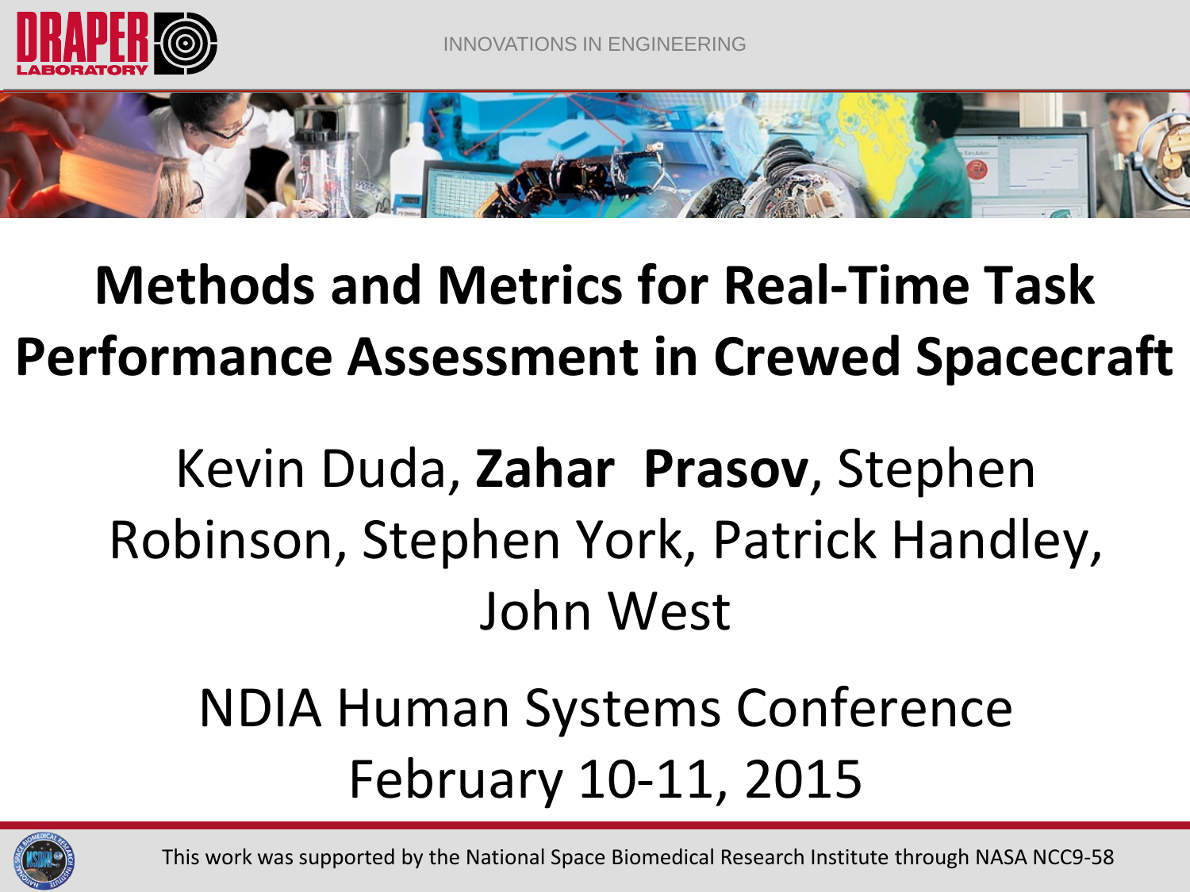# Methods and Metrics for Real-Time Task Performance Assessment in Crewed Spacecraft

Kevin Duda, **Zahar Prasov**, Stephen Robinson, Stephen York, Patrick Handley, John West

NDIA Human Systems Conference
February 10-11, 2015

This work was supported by the National Space Biomedical Research Institute through NASA NCC9-58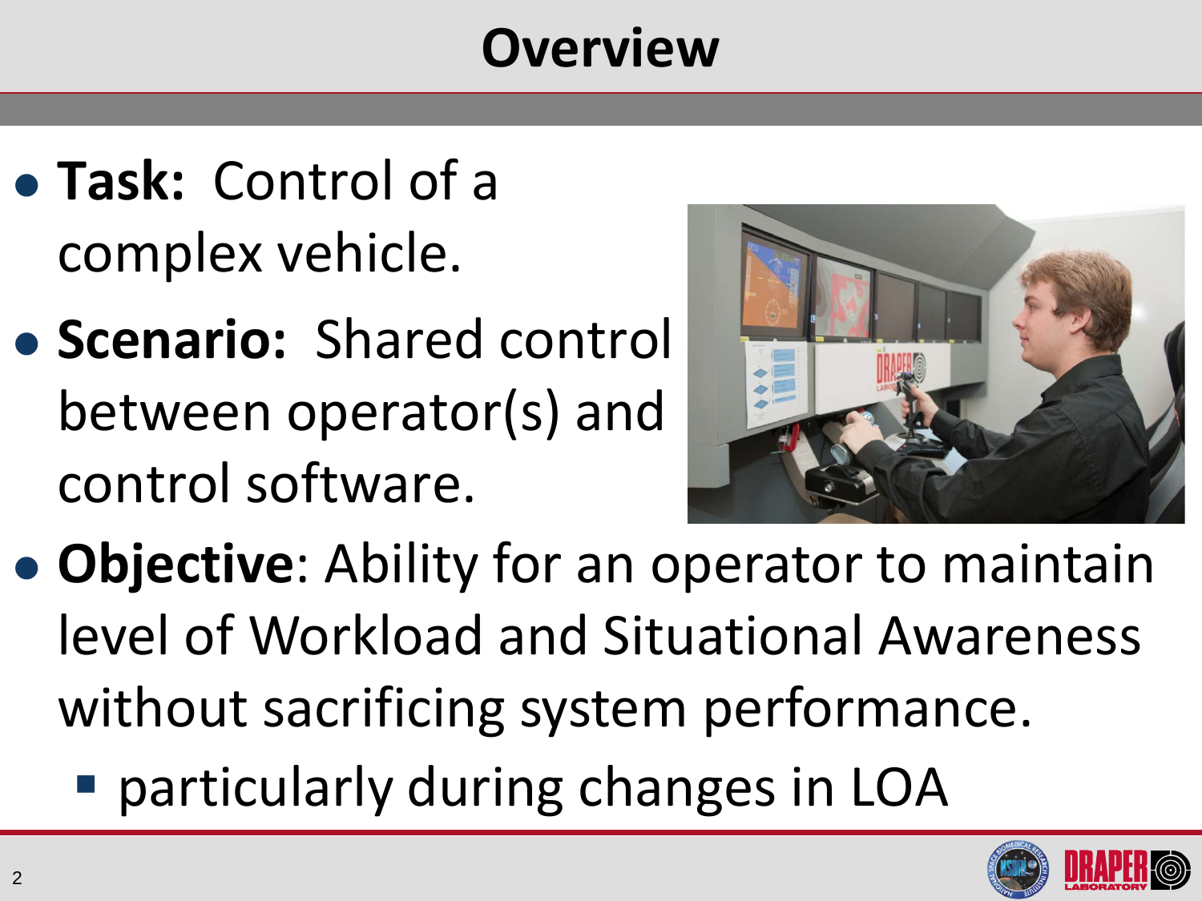# Overview

- **Task:** Control of a complex vehicle.
- **Scenario:** Shared control between operator(s) and control software.
- **Objective**: Ability for an operator to maintain level of Workload and Situational Awareness without sacrificing system performance.
  - particularly during changes in LOA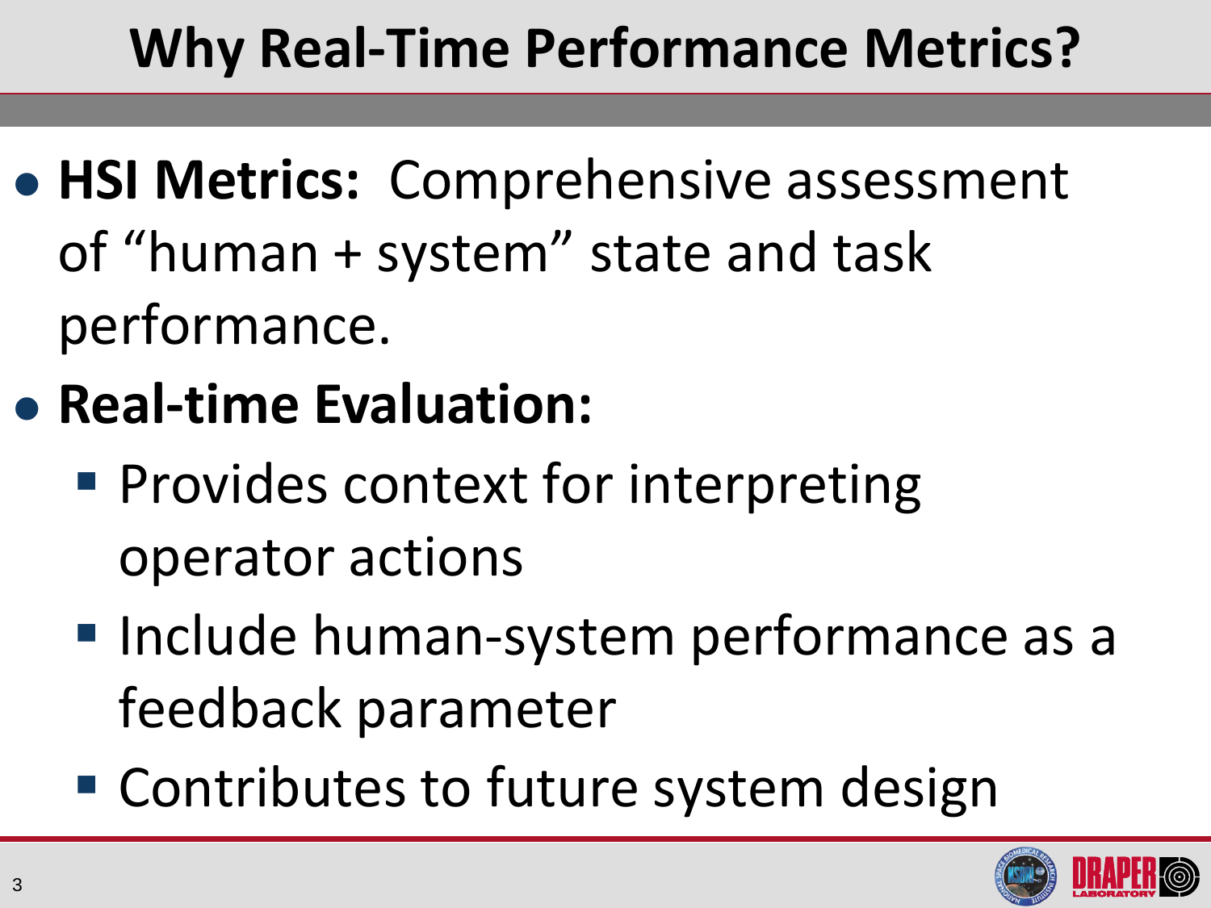# Why Real-Time Performance Metrics?

- **HSI Metrics:** Comprehensive assessment of "human + system" state and task performance.
- **Real-time Evaluation:**
  - Provides context for interpreting operator actions
  - Include human-system performance as a feedback parameter
  - Contributes to future system design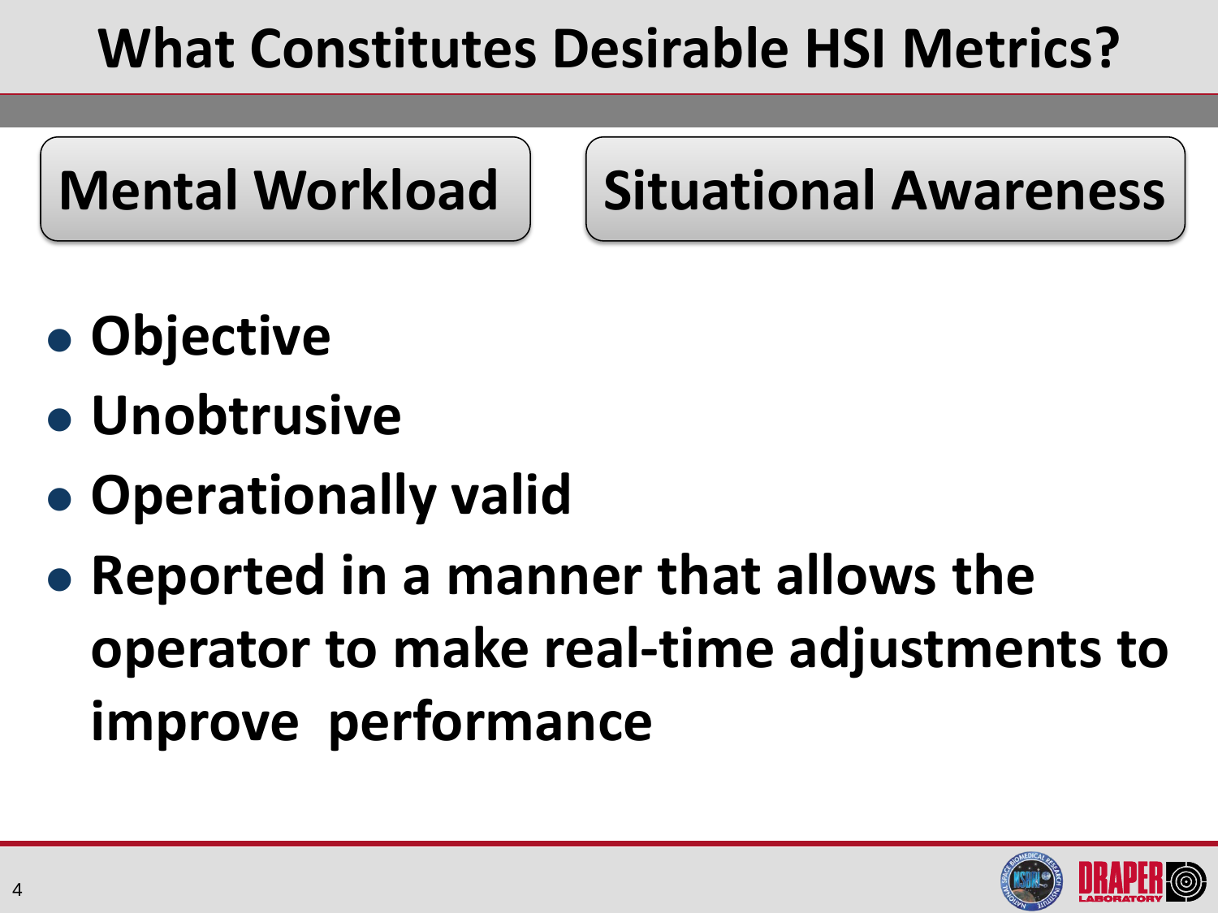# What Constitutes Desirable HSI Metrics?

**Mental Workload** | **Situational Awareness**

- **Objective**
- **Unobtrusive**
- **Operationally valid**
- **Reported in a manner that allows the operator to make real-time adjustments to improve performance**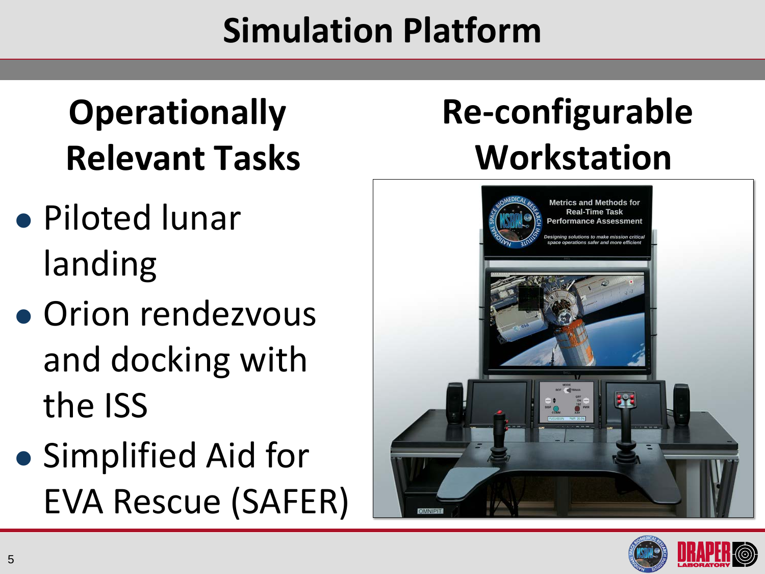# Simulation Platform

## Operationally Relevant Tasks

- Piloted lunar landing
- Orion rendezvous and docking with the ISS
- Simplified Aid for EVA Rescue (SAFER)

## Re-configurable Workstation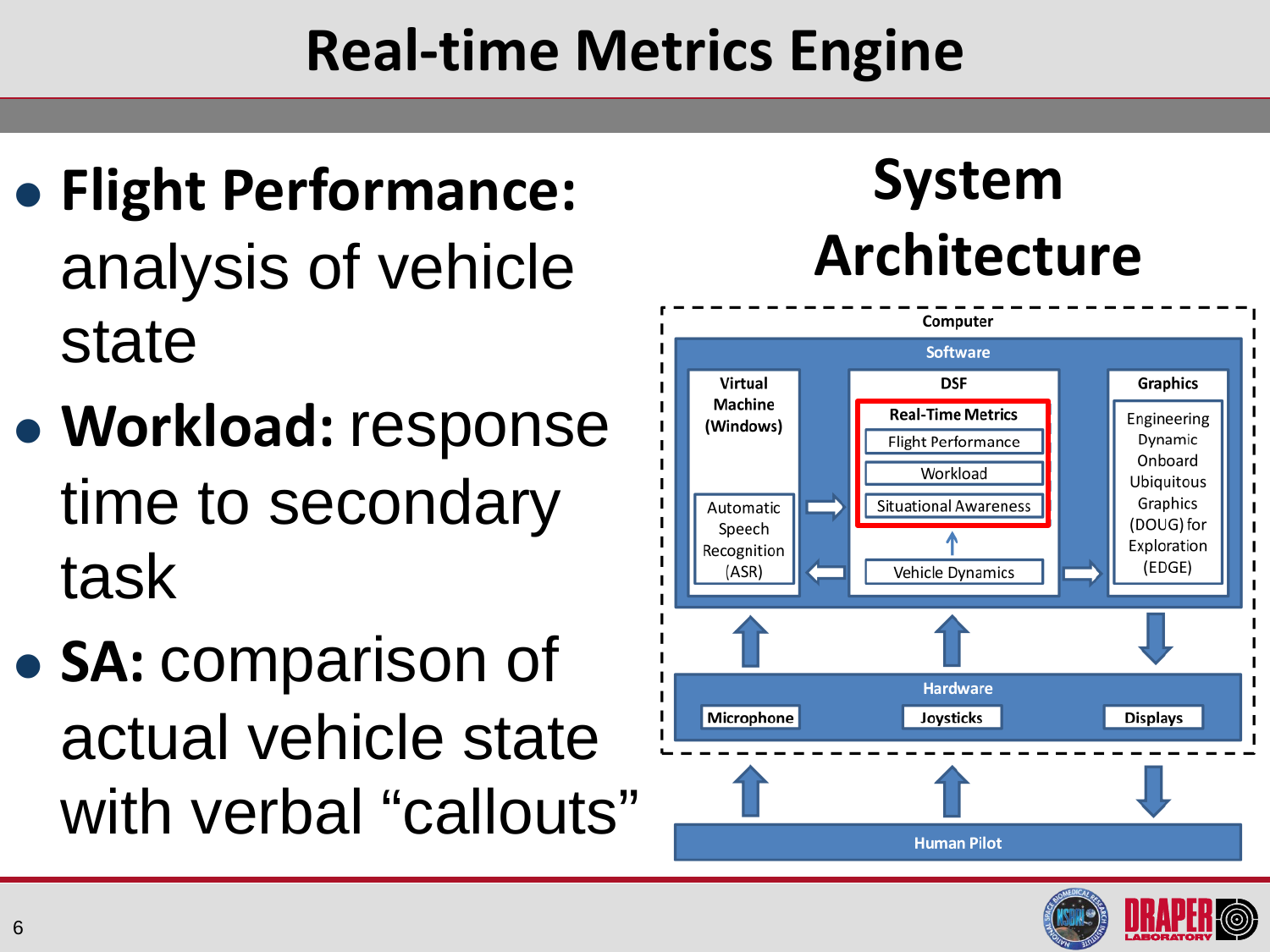# Real-time Metrics Engine

- **Flight Performance:** analysis of vehicle state
- **Workload:** response time to secondary task
- **SA:** comparison of actual vehicle state with verbal "callouts"

## System Architecture

Computer

Software

Virtual Machine (Windows)

Automatic Speech Recognition (ASR)

DSF

Real-Time Metrics

Flight Performance

Workload

Situational Awareness

Vehicle Dynamics

Graphics

Engineering Dynamic Onboard Ubiquitous Graphics (DOUG) for Exploration (EDGE)

Hardware

Microphone

Joysticks

Displays

Human Pilot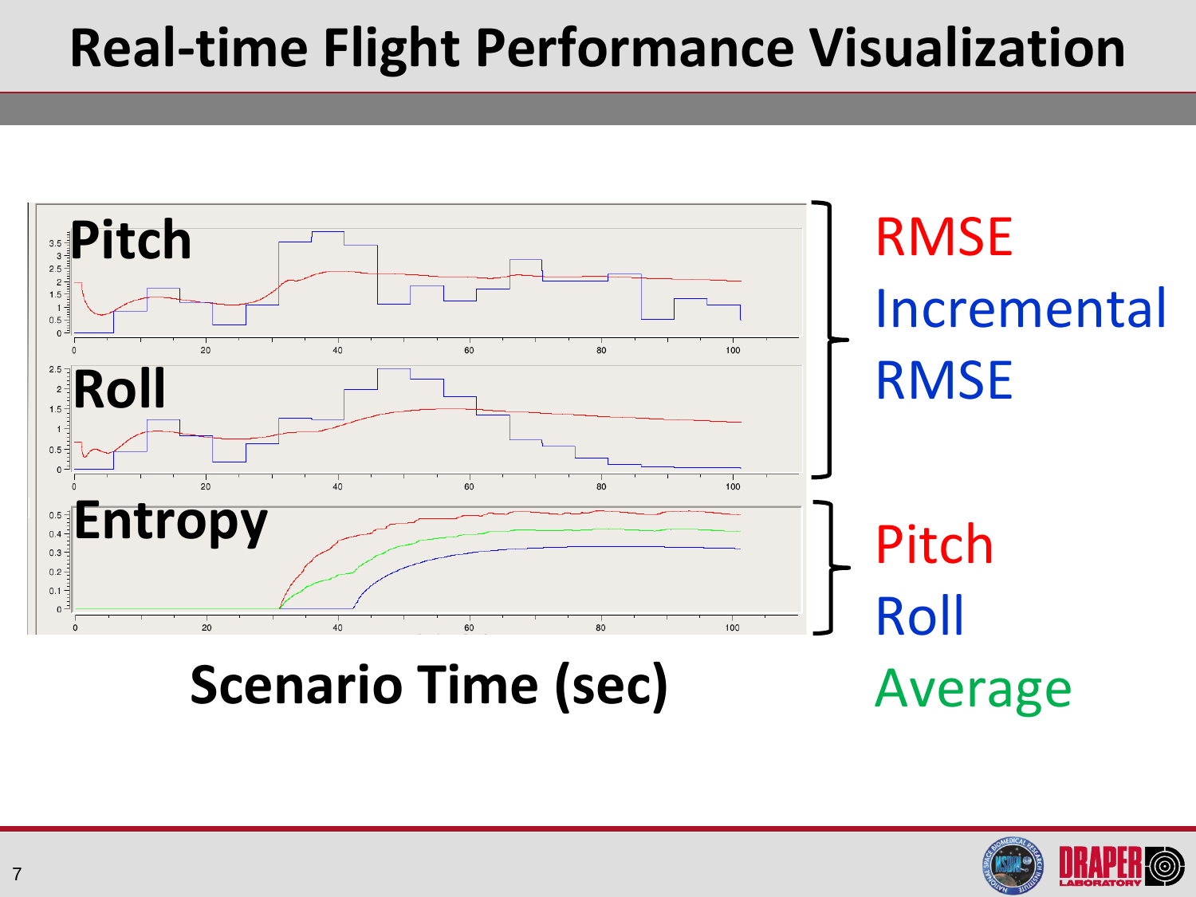# Real-time Flight Performance Visualization

Pitch

Roll

Entropy

Scenario Time (sec)

RMSE

Incremental RMSE

Pitch

Roll

Average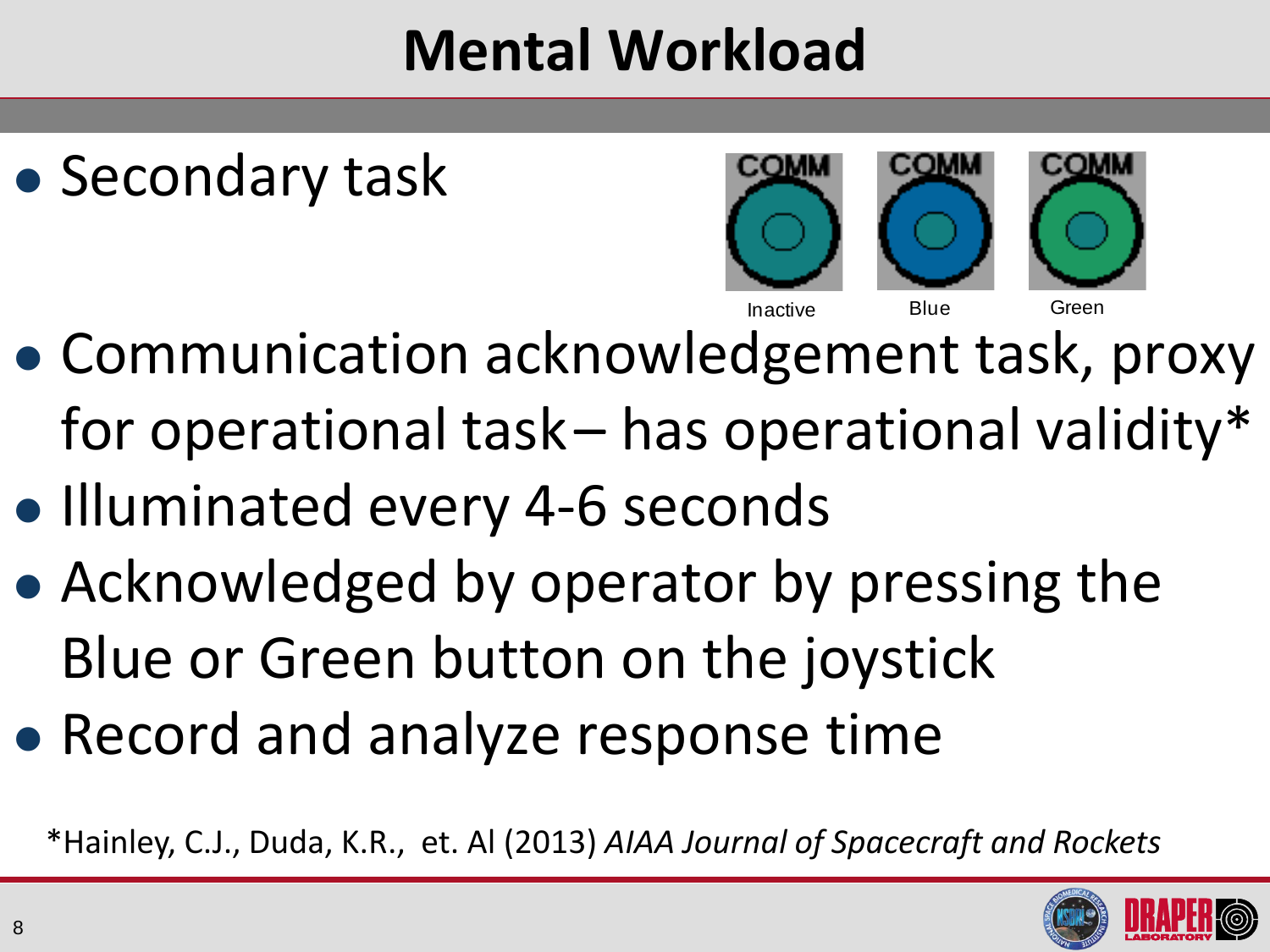# Mental Workload

- Secondary task

COMM COMM COMM

Inactive Blue Green

- Communication acknowledgement task, proxy for operational task– has operational validity*
- Illuminated every 4-6 seconds
- Acknowledged by operator by pressing the Blue or Green button on the joystick
- Record and analyze response time

*Hainley, C.J., Duda, K.R., et. Al (2013) *AIAA Journal of Spacecraft and Rockets*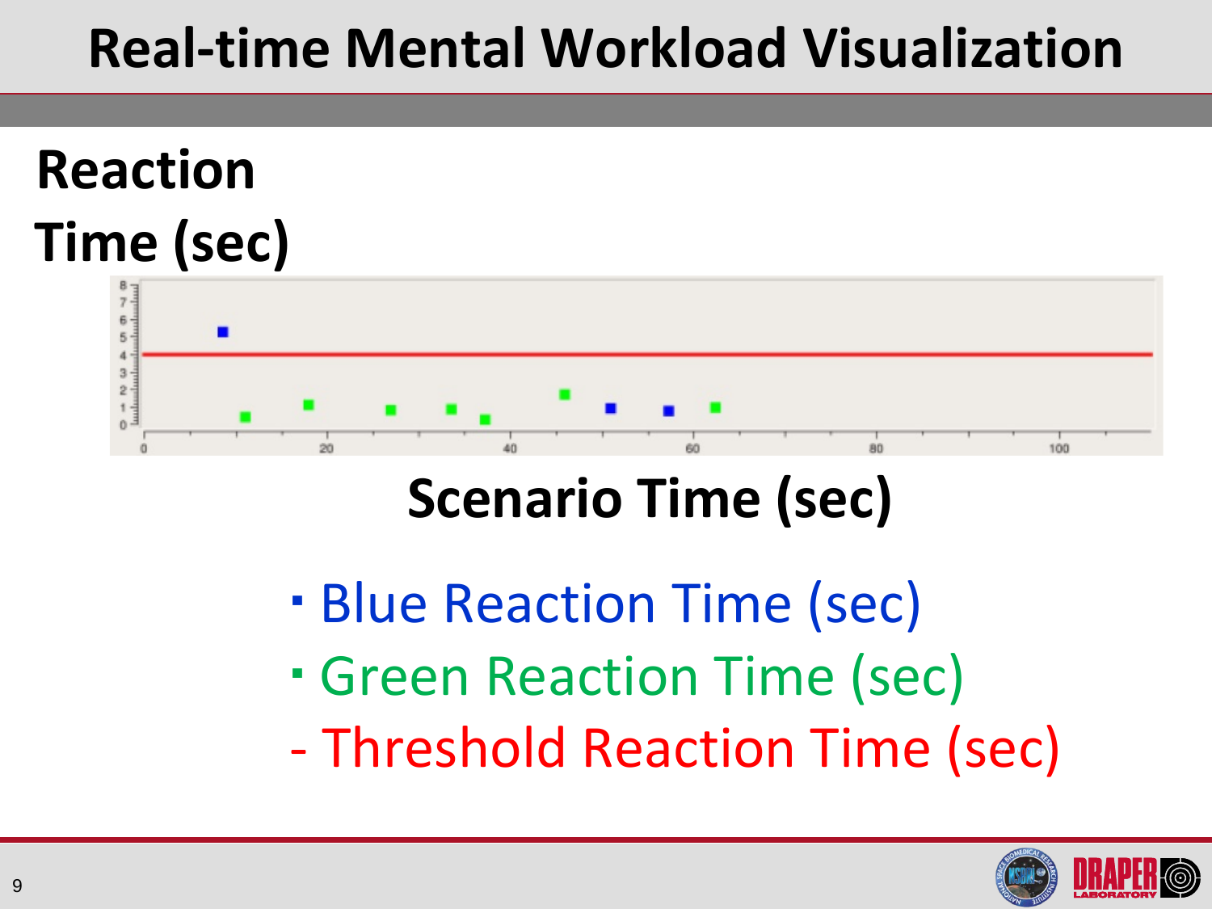# Real-time Mental Workload Visualization

Reaction Time (sec)

Scenario Time (sec)

- Blue Reaction Time (sec)
- Green Reaction Time (sec)
- Threshold Reaction Time (sec)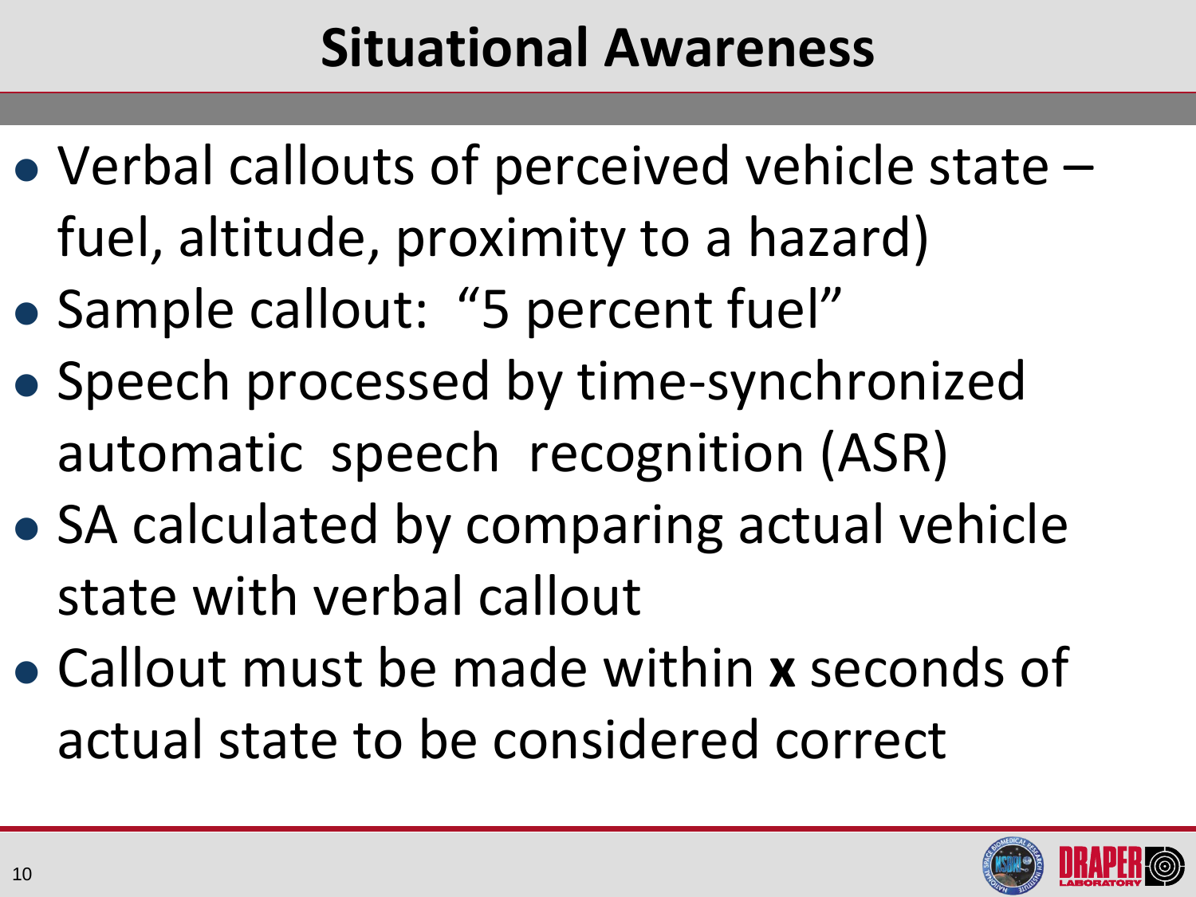# Situational Awareness

- Verbal callouts of perceived vehicle state – fuel, altitude, proximity to a hazard)
- Sample callout: "5 percent fuel"
- Speech processed by time-synchronized automatic speech recognition (ASR)
- SA calculated by comparing actual vehicle state with verbal callout
- Callout must be made within **x** seconds of actual state to be considered correct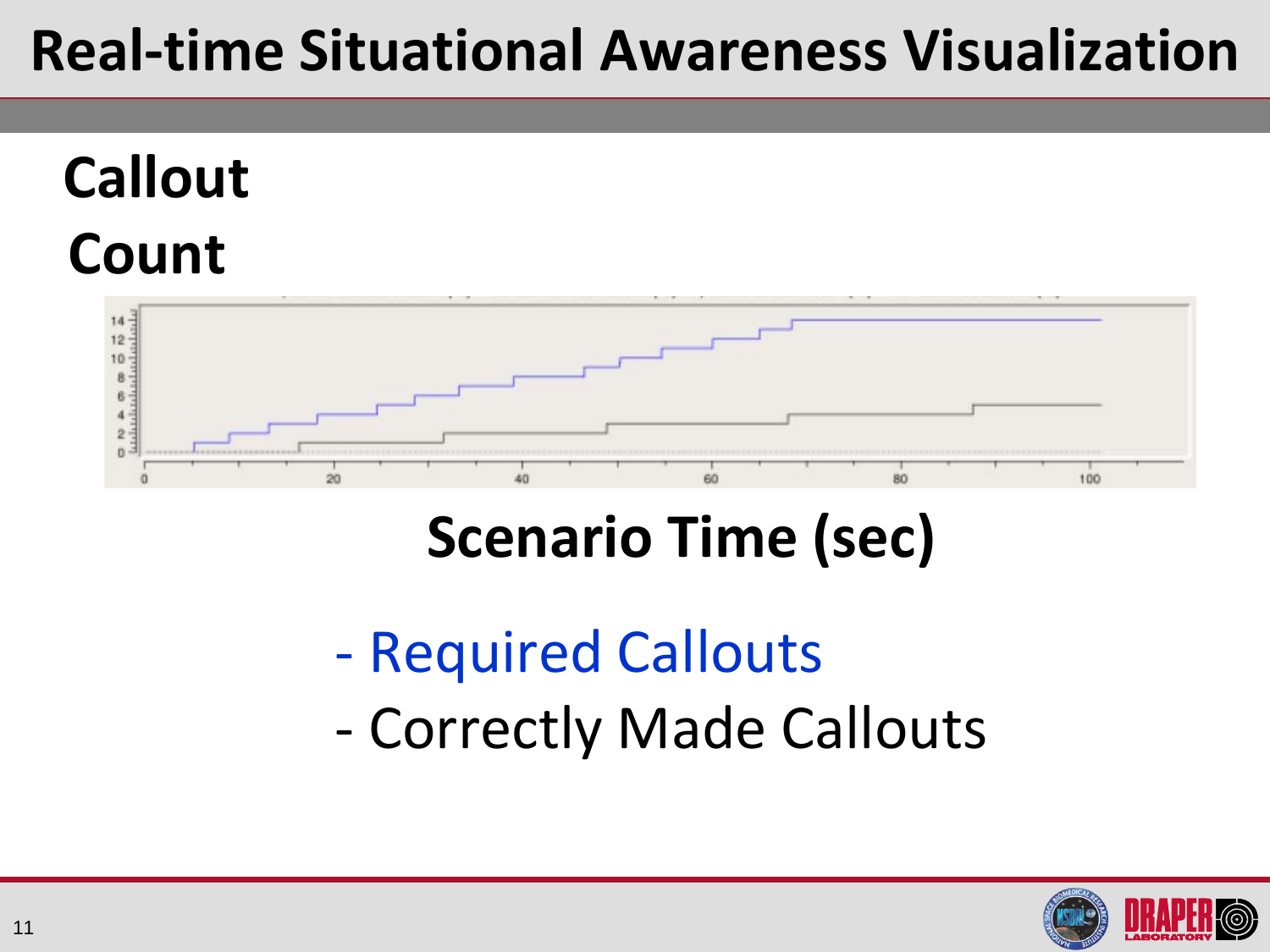# Real-time Situational Awareness Visualization

**Callout Count**

**Scenario Time (sec)**

- Required Callouts
- Correctly Made Callouts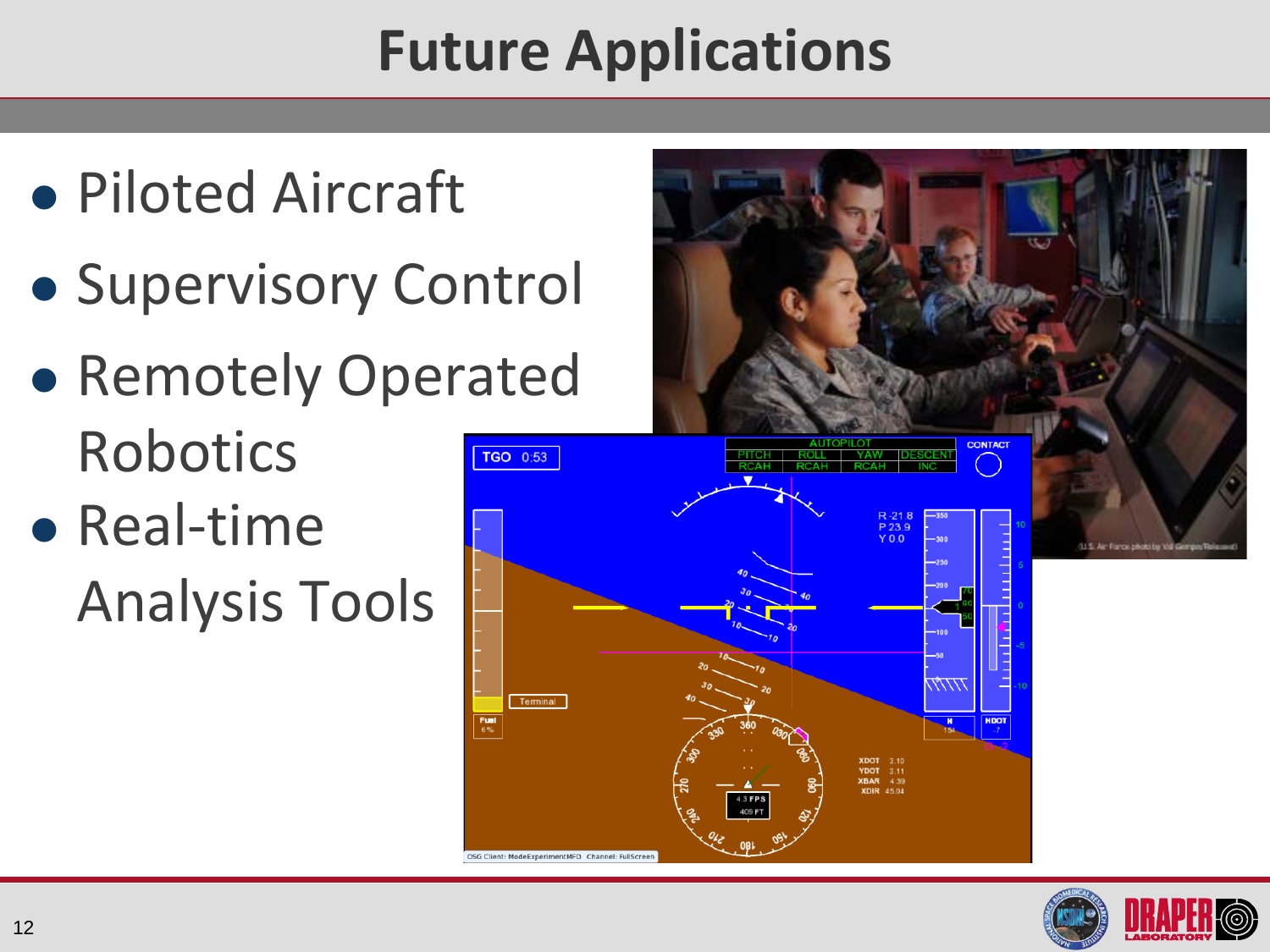# Future Applications

- Piloted Aircraft
- Supervisory Control
- Remotely Operated Robotics
- Real-time Analysis Tools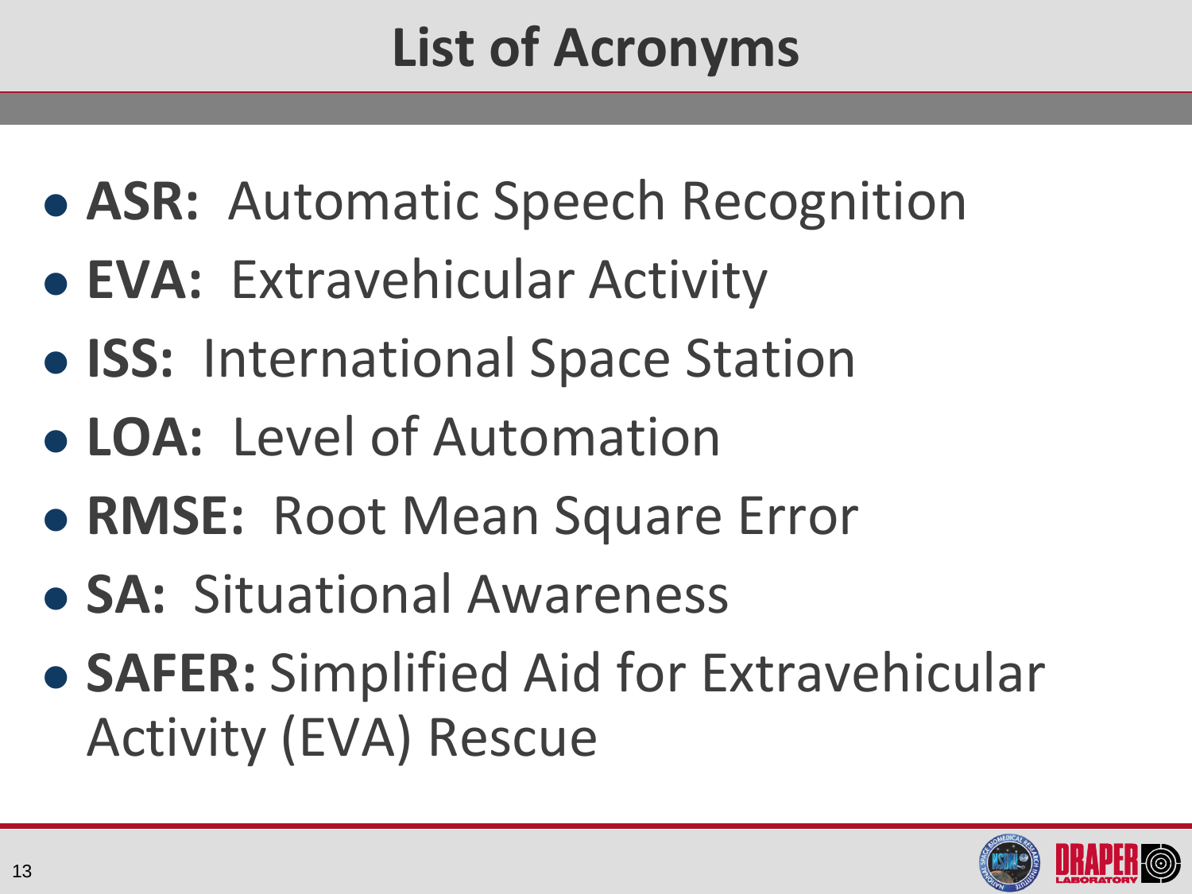# List of Acronyms

- **ASR:** Automatic Speech Recognition
- **EVA:** Extravehicular Activity
- **ISS:** International Space Station
- **LOA:** Level of Automation
- **RMSE:** Root Mean Square Error
- **SA:** Situational Awareness
- **SAFER:** Simplified Aid for Extravehicular Activity (EVA) Rescue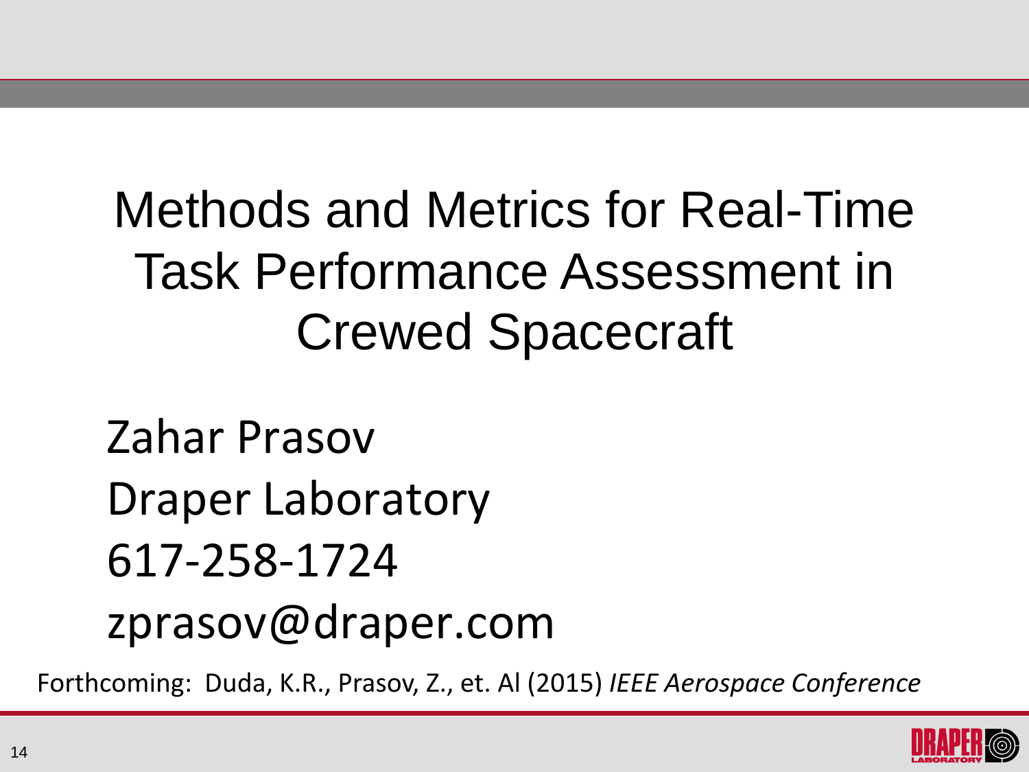# Methods and Metrics for Real-Time Task Performance Assessment in Crewed Spacecraft

Zahar Prasov

Draper Laboratory

617-258-1724

zprasov@draper.com

Forthcoming: Duda, K.R., Prasov, Z., et. Al (2015) *IEEE Aerospace Conference*